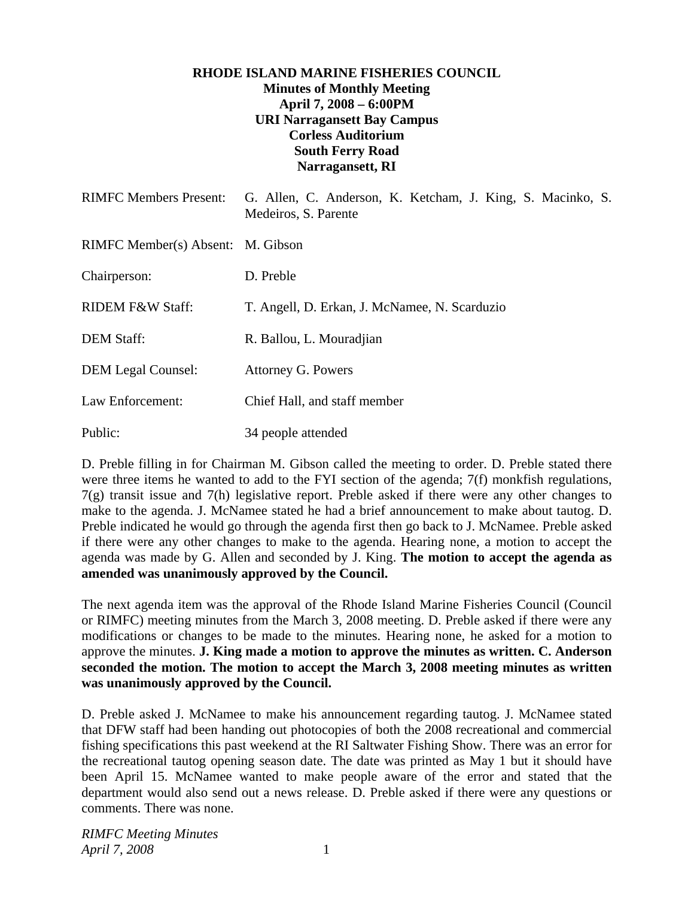**RHODE ISLAND MARINE FISHERIES COUNCIL**
**Minutes of Monthly Meeting**
**April 7, 2008 – 6:00PM**
**URI Narragansett Bay Campus**
**Corless Auditorium**
**South Ferry Road**
**Narragansett, RI**

| | |
|---|---|
| RIMFC Members Present: | G. Allen, C. Anderson, K. Ketcham, J. King, S. Macinko, S. Medeiros, S. Parente |
| RIMFC Member(s) Absent: | M. Gibson |
| Chairperson: | D. Preble |
| RIDEM F&W Staff: | T. Angell, D. Erkan, J. McNamee, N. Scarduzio |
| DEM Staff: | R. Ballou, L. Mouradjian |
| DEM Legal Counsel: | Attorney G. Powers |
| Law Enforcement: | Chief Hall, and staff member |
| Public: | 34 people attended |

D. Preble filling in for Chairman M. Gibson called the meeting to order. D. Preble stated there were three items he wanted to add to the FYI section of the agenda; 7(f) monkfish regulations, 7(g) transit issue and 7(h) legislative report. Preble asked if there were any other changes to make to the agenda. J. McNamee stated he had a brief announcement to make about tautog. D. Preble indicated he would go through the agenda first then go back to J. McNamee. Preble asked if there were any other changes to make to the agenda. Hearing none, a motion to accept the agenda was made by G. Allen and seconded by J. King. **The motion to accept the agenda as amended was unanimously approved by the Council.**

The next agenda item was the approval of the Rhode Island Marine Fisheries Council (Council or RIMFC) meeting minutes from the March 3, 2008 meeting. D. Preble asked if there were any modifications or changes to be made to the minutes. Hearing none, he asked for a motion to approve the minutes. **J. King made a motion to approve the minutes as written. C. Anderson seconded the motion. The motion to accept the March 3, 2008 meeting minutes as written was unanimously approved by the Council.**

D. Preble asked J. McNamee to make his announcement regarding tautog. J. McNamee stated that DFW staff had been handing out photocopies of both the 2008 recreational and commercial fishing specifications this past weekend at the RI Saltwater Fishing Show. There was an error for the recreational tautog opening season date. The date was printed as May 1 but it should have been April 15. McNamee wanted to make people aware of the error and stated that the department would also send out a news release. D. Preble asked if there were any questions or comments. There was none.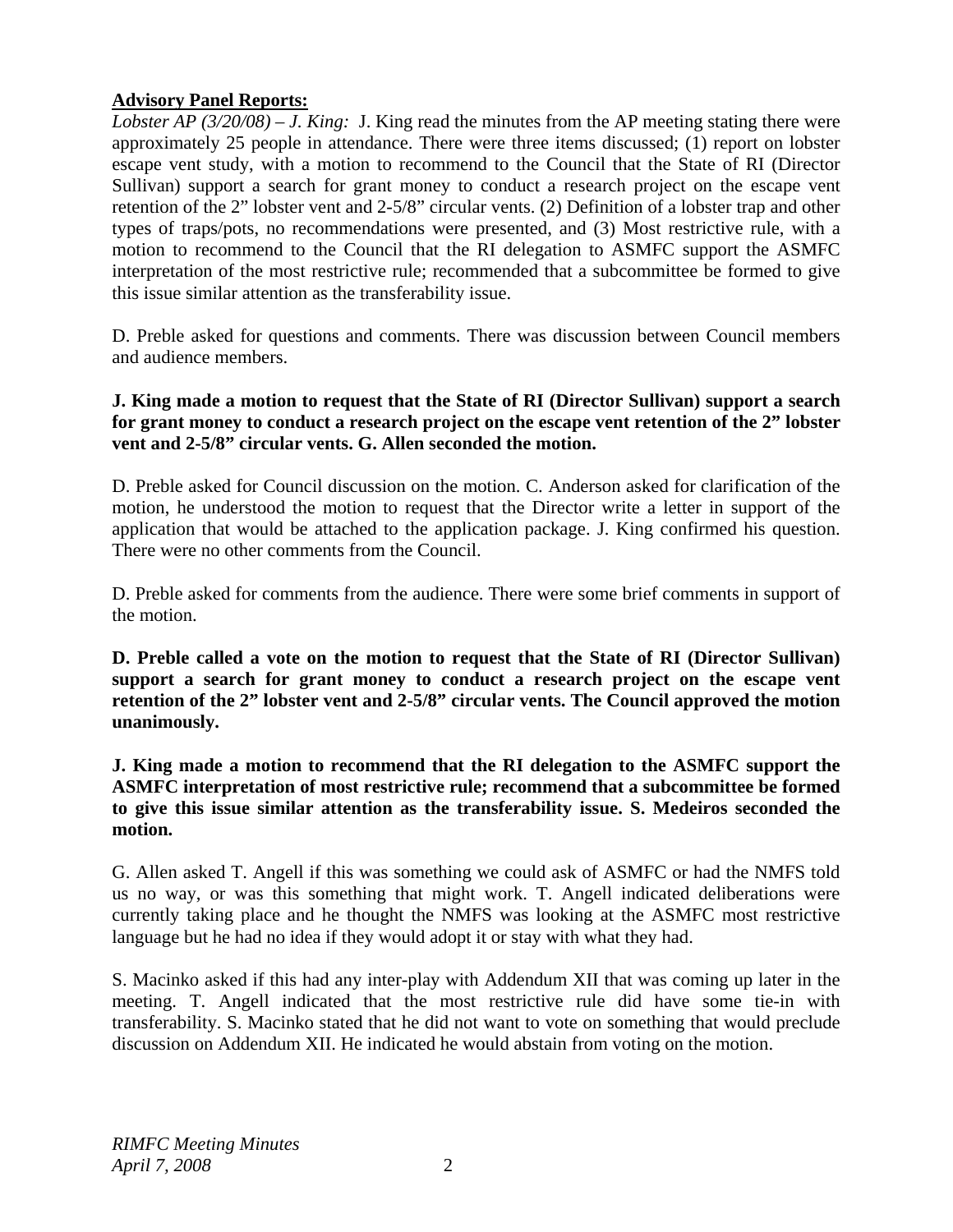**Advisory Panel Reports:**

*Lobster AP (3/20/08) – J. King:* J. King read the minutes from the AP meeting stating there were approximately 25 people in attendance. There were three items discussed; (1) report on lobster escape vent study, with a motion to recommend to the Council that the State of RI (Director Sullivan) support a search for grant money to conduct a research project on the escape vent retention of the 2" lobster vent and 2-5/8" circular vents. (2) Definition of a lobster trap and other types of traps/pots, no recommendations were presented, and (3) Most restrictive rule, with a motion to recommend to the Council that the RI delegation to ASMFC support the ASMFC interpretation of the most restrictive rule; recommended that a subcommittee be formed to give this issue similar attention as the transferability issue.

D. Preble asked for questions and comments. There was discussion between Council members and audience members.

**J. King made a motion to request that the State of RI (Director Sullivan) support a search for grant money to conduct a research project on the escape vent retention of the 2" lobster vent and 2-5/8" circular vents. G. Allen seconded the motion.**

D. Preble asked for Council discussion on the motion. C. Anderson asked for clarification of the motion, he understood the motion to request that the Director write a letter in support of the application that would be attached to the application package. J. King confirmed his question. There were no other comments from the Council.

D. Preble asked for comments from the audience. There were some brief comments in support of the motion.

**D. Preble called a vote on the motion to request that the State of RI (Director Sullivan) support a search for grant money to conduct a research project on the escape vent retention of the 2" lobster vent and 2-5/8" circular vents. The Council approved the motion unanimously.**

**J. King made a motion to recommend that the RI delegation to the ASMFC support the ASMFC interpretation of most restrictive rule; recommend that a subcommittee be formed to give this issue similar attention as the transferability issue. S. Medeiros seconded the motion.**

G. Allen asked T. Angell if this was something we could ask of ASMFC or had the NMFS told us no way, or was this something that might work. T. Angell indicated deliberations were currently taking place and he thought the NMFS was looking at the ASMFC most restrictive language but he had no idea if they would adopt it or stay with what they had.

S. Macinko asked if this had any inter-play with Addendum XII that was coming up later in the meeting. T. Angell indicated that the most restrictive rule did have some tie-in with transferability. S. Macinko stated that he did not want to vote on something that would preclude discussion on Addendum XII. He indicated he would abstain from voting on the motion.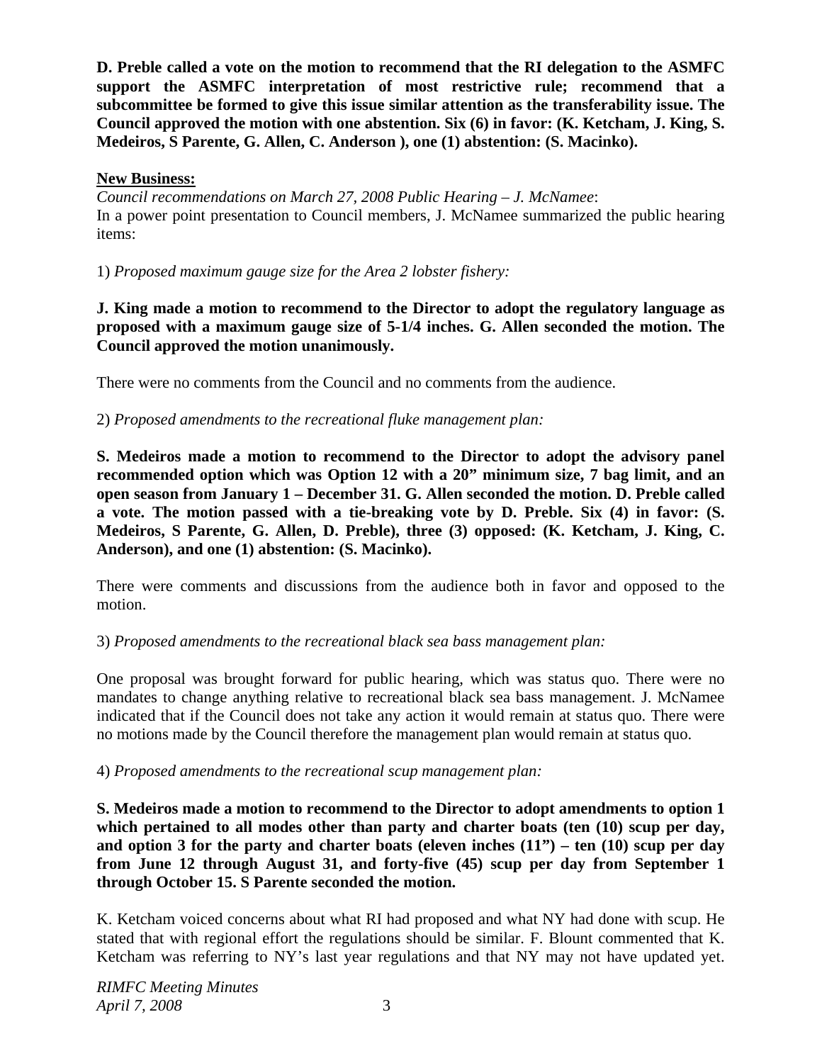**D. Preble called a vote on the motion to recommend that the RI delegation to the ASMFC support the ASMFC interpretation of most restrictive rule; recommend that a subcommittee be formed to give this issue similar attention as the transferability issue. The Council approved the motion with one abstention. Six (6) in favor: (K. Ketcham, J. King, S. Medeiros, S Parente, G. Allen, C. Anderson ), one (1) abstention: (S. Macinko).**

**New Business:**

*Council recommendations on March 27, 2008 Public Hearing – J. McNamee*:
In a power point presentation to Council members, J. McNamee summarized the public hearing items:

1) *Proposed maximum gauge size for the Area 2 lobster fishery:*

**J. King made a motion to recommend to the Director to adopt the regulatory language as proposed with a maximum gauge size of 5-1/4 inches. G. Allen seconded the motion. The Council approved the motion unanimously.**

There were no comments from the Council and no comments from the audience.

2) *Proposed amendments to the recreational fluke management plan:*

**S. Medeiros made a motion to recommend to the Director to adopt the advisory panel recommended option which was Option 12 with a 20" minimum size, 7 bag limit, and an open season from January 1 – December 31. G. Allen seconded the motion. D. Preble called a vote. The motion passed with a tie-breaking vote by D. Preble. Six (4) in favor: (S. Medeiros, S Parente, G. Allen, D. Preble), three (3) opposed: (K. Ketcham, J. King, C. Anderson), and one (1) abstention: (S. Macinko).**

There were comments and discussions from the audience both in favor and opposed to the motion.

3) *Proposed amendments to the recreational black sea bass management plan:*

One proposal was brought forward for public hearing, which was status quo. There were no mandates to change anything relative to recreational black sea bass management. J. McNamee indicated that if the Council does not take any action it would remain at status quo. There were no motions made by the Council therefore the management plan would remain at status quo.

4) *Proposed amendments to the recreational scup management plan:*

**S. Medeiros made a motion to recommend to the Director to adopt amendments to option 1 which pertained to all modes other than party and charter boats (ten (10) scup per day, and option 3 for the party and charter boats (eleven inches (11") – ten (10) scup per day from June 12 through August 31, and forty-five (45) scup per day from September 1 through October 15. S Parente seconded the motion.**

K. Ketcham voiced concerns about what RI had proposed and what NY had done with scup. He stated that with regional effort the regulations should be similar. F. Blount commented that K. Ketcham was referring to NY's last year regulations and that NY may not have updated yet.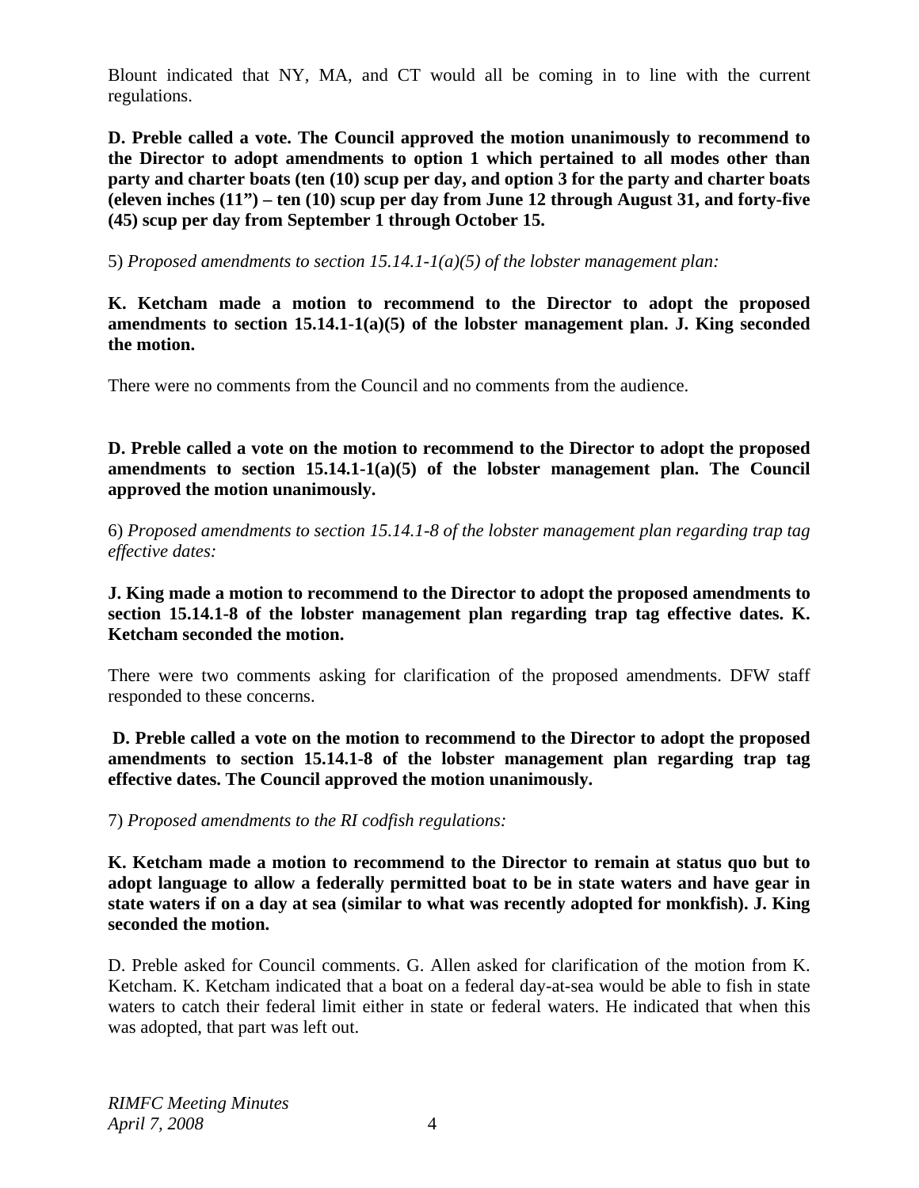Blount indicated that NY, MA, and CT would all be coming in to line with the current regulations.

**D. Preble called a vote. The Council approved the motion unanimously to recommend to the Director to adopt amendments to option 1 which pertained to all modes other than party and charter boats (ten (10) scup per day, and option 3 for the party and charter boats (eleven inches (11") – ten (10) scup per day from June 12 through August 31, and forty-five (45) scup per day from September 1 through October 15.**

5) *Proposed amendments to section 15.14.1-1(a)(5) of the lobster management plan:*

**K. Ketcham made a motion to recommend to the Director to adopt the proposed amendments to section 15.14.1-1(a)(5) of the lobster management plan. J. King seconded the motion.**

There were no comments from the Council and no comments from the audience.

**D. Preble called a vote on the motion to recommend to the Director to adopt the proposed amendments to section 15.14.1-1(a)(5) of the lobster management plan. The Council approved the motion unanimously.**

6) *Proposed amendments to section 15.14.1-8 of the lobster management plan regarding trap tag effective dates:*

**J. King made a motion to recommend to the Director to adopt the proposed amendments to section 15.14.1-8 of the lobster management plan regarding trap tag effective dates. K. Ketcham seconded the motion.**

There were two comments asking for clarification of the proposed amendments. DFW staff responded to these concerns.

**D. Preble called a vote on the motion to recommend to the Director to adopt the proposed amendments to section 15.14.1-8 of the lobster management plan regarding trap tag effective dates. The Council approved the motion unanimously.**

7) *Proposed amendments to the RI codfish regulations:*

**K. Ketcham made a motion to recommend to the Director to remain at status quo but to adopt language to allow a federally permitted boat to be in state waters and have gear in state waters if on a day at sea (similar to what was recently adopted for monkfish). J. King seconded the motion.**

D. Preble asked for Council comments. G. Allen asked for clarification of the motion from K. Ketcham. K. Ketcham indicated that a boat on a federal day-at-sea would be able to fish in state waters to catch their federal limit either in state or federal waters. He indicated that when this was adopted, that part was left out.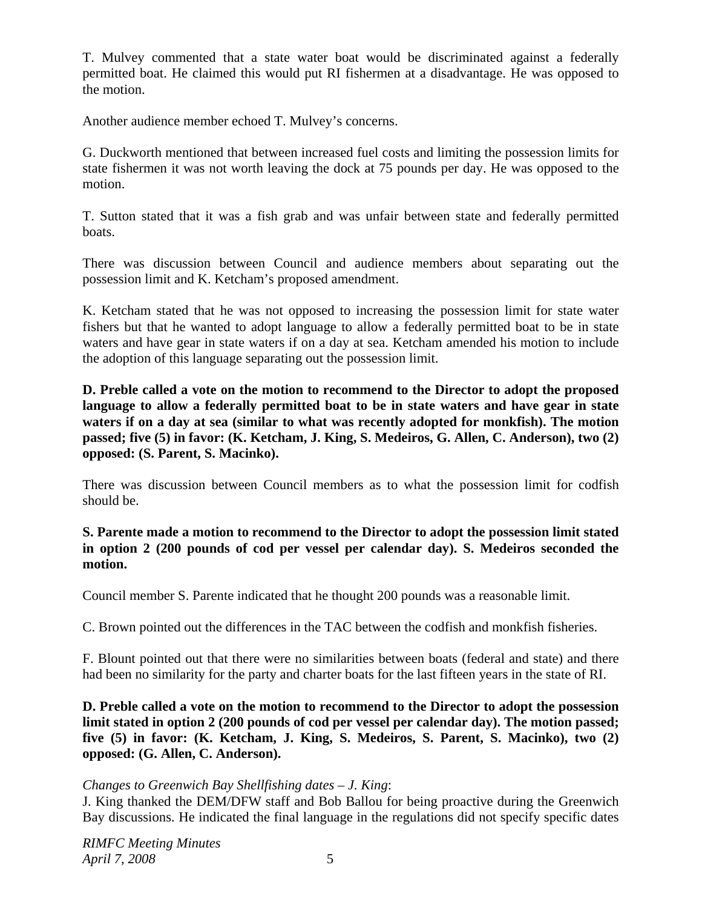T. Mulvey commented that a state water boat would be discriminated against a federally permitted boat. He claimed this would put RI fishermen at a disadvantage. He was opposed to the motion.

Another audience member echoed T. Mulvey's concerns.

G. Duckworth mentioned that between increased fuel costs and limiting the possession limits for state fishermen it was not worth leaving the dock at 75 pounds per day. He was opposed to the motion.

T. Sutton stated that it was a fish grab and was unfair between state and federally permitted boats.

There was discussion between Council and audience members about separating out the possession limit and K. Ketcham's proposed amendment.

K. Ketcham stated that he was not opposed to increasing the possession limit for state water fishers but that he wanted to adopt language to allow a federally permitted boat to be in state waters and have gear in state waters if on a day at sea. Ketcham amended his motion to include the adoption of this language separating out the possession limit.

**D. Preble called a vote on the motion to recommend to the Director to adopt the proposed language to allow a federally permitted boat to be in state waters and have gear in state waters if on a day at sea (similar to what was recently adopted for monkfish). The motion passed; five (5) in favor: (K. Ketcham, J. King, S. Medeiros, G. Allen, C. Anderson), two (2) opposed: (S. Parent, S. Macinko).**

There was discussion between Council members as to what the possession limit for codfish should be.

**S. Parente made a motion to recommend to the Director to adopt the possession limit stated in option 2 (200 pounds of cod per vessel per calendar day). S. Medeiros seconded the motion.**

Council member S. Parente indicated that he thought 200 pounds was a reasonable limit.

C. Brown pointed out the differences in the TAC between the codfish and monkfish fisheries.

F. Blount pointed out that there were no similarities between boats (federal and state) and there had been no similarity for the party and charter boats for the last fifteen years in the state of RI.

**D. Preble called a vote on the motion to recommend to the Director to adopt the possession limit stated in option 2 (200 pounds of cod per vessel per calendar day). The motion passed; five (5) in favor: (K. Ketcham, J. King, S. Medeiros, S. Parent, S. Macinko), two (2) opposed: (G. Allen, C. Anderson).**

*Changes to Greenwich Bay Shellfishing dates – J. King*:
J. King thanked the DEM/DFW staff and Bob Ballou for being proactive during the Greenwich Bay discussions. He indicated the final language in the regulations did not specify specific dates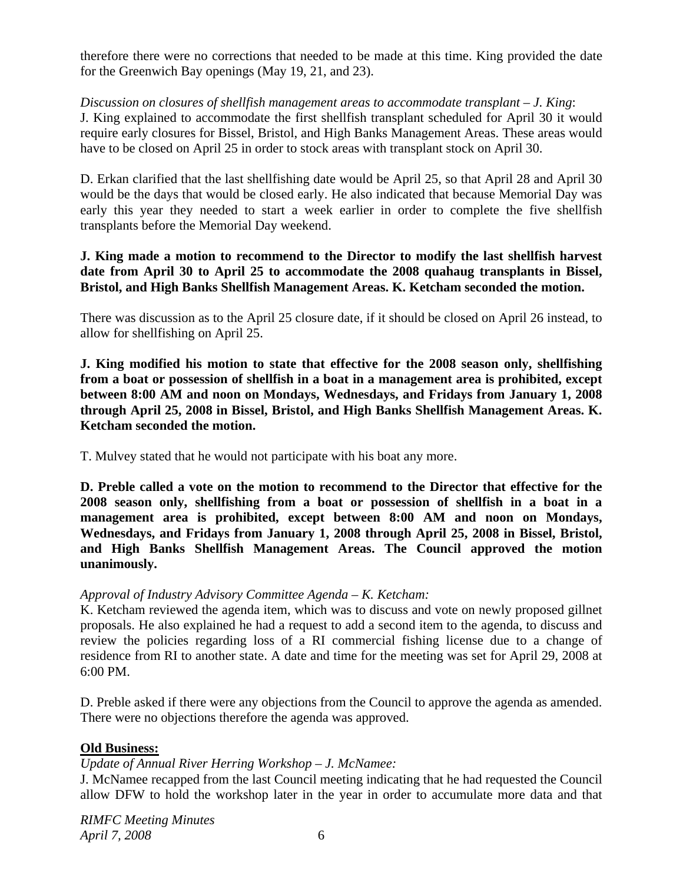therefore there were no corrections that needed to be made at this time. King provided the date for the Greenwich Bay openings (May 19, 21, and 23).

*Discussion on closures of shellfish management areas to accommodate transplant – J. King*:
J. King explained to accommodate the first shellfish transplant scheduled for April 30 it would require early closures for Bissel, Bristol, and High Banks Management Areas. These areas would have to be closed on April 25 in order to stock areas with transplant stock on April 30.

D. Erkan clarified that the last shellfishing date would be April 25, so that April 28 and April 30 would be the days that would be closed early. He also indicated that because Memorial Day was early this year they needed to start a week earlier in order to complete the five shellfish transplants before the Memorial Day weekend.

**J. King made a motion to recommend to the Director to modify the last shellfish harvest date from April 30 to April 25 to accommodate the 2008 quahaug transplants in Bissel, Bristol, and High Banks Shellfish Management Areas. K. Ketcham seconded the motion.**

There was discussion as to the April 25 closure date, if it should be closed on April 26 instead, to allow for shellfishing on April 25.

**J. King modified his motion to state that effective for the 2008 season only, shellfishing from a boat or possession of shellfish in a boat in a management area is prohibited, except between 8:00 AM and noon on Mondays, Wednesdays, and Fridays from January 1, 2008 through April 25, 2008 in Bissel, Bristol, and High Banks Shellfish Management Areas. K. Ketcham seconded the motion.**

T. Mulvey stated that he would not participate with his boat any more.

**D. Preble called a vote on the motion to recommend to the Director that effective for the 2008 season only, shellfishing from a boat or possession of shellfish in a boat in a management area is prohibited, except between 8:00 AM and noon on Mondays, Wednesdays, and Fridays from January 1, 2008 through April 25, 2008 in Bissel, Bristol, and High Banks Shellfish Management Areas. The Council approved the motion unanimously.**

*Approval of Industry Advisory Committee Agenda – K. Ketcham:*
K. Ketcham reviewed the agenda item, which was to discuss and vote on newly proposed gillnet proposals. He also explained he had a request to add a second item to the agenda, to discuss and review the policies regarding loss of a RI commercial fishing license due to a change of residence from RI to another state. A date and time for the meeting was set for April 29, 2008 at 6:00 PM.

D. Preble asked if there were any objections from the Council to approve the agenda as amended. There were no objections therefore the agenda was approved.

## Old Business:

*Update of Annual River Herring Workshop – J. McNamee:*
J. McNamee recapped from the last Council meeting indicating that he had requested the Council allow DFW to hold the workshop later in the year in order to accumulate more data and that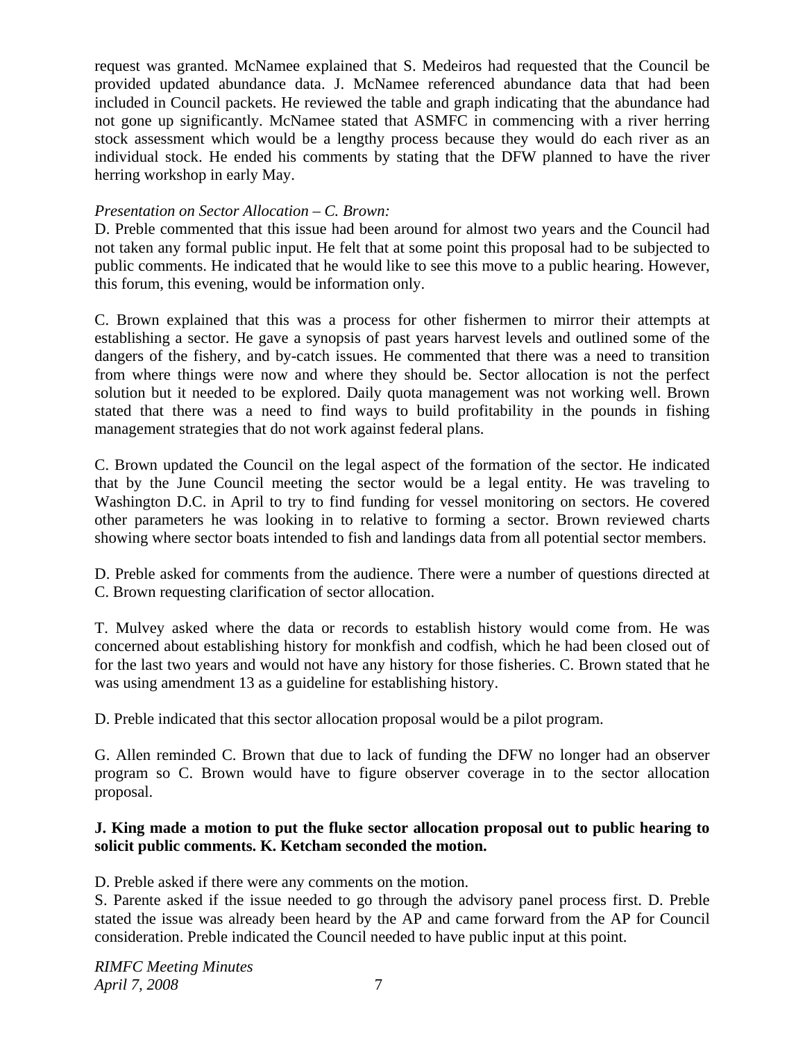request was granted. McNamee explained that S. Medeiros had requested that the Council be provided updated abundance data. J. McNamee referenced abundance data that had been included in Council packets. He reviewed the table and graph indicating that the abundance had not gone up significantly. McNamee stated that ASMFC in commencing with a river herring stock assessment which would be a lengthy process because they would do each river as an individual stock. He ended his comments by stating that the DFW planned to have the river herring workshop in early May.

*Presentation on Sector Allocation – C. Brown:*

D. Preble commented that this issue had been around for almost two years and the Council had not taken any formal public input. He felt that at some point this proposal had to be subjected to public comments. He indicated that he would like to see this move to a public hearing. However, this forum, this evening, would be information only.

C. Brown explained that this was a process for other fishermen to mirror their attempts at establishing a sector. He gave a synopsis of past years harvest levels and outlined some of the dangers of the fishery, and by-catch issues. He commented that there was a need to transition from where things were now and where they should be. Sector allocation is not the perfect solution but it needed to be explored. Daily quota management was not working well. Brown stated that there was a need to find ways to build profitability in the pounds in fishing management strategies that do not work against federal plans.

C. Brown updated the Council on the legal aspect of the formation of the sector. He indicated that by the June Council meeting the sector would be a legal entity. He was traveling to Washington D.C. in April to try to find funding for vessel monitoring on sectors. He covered other parameters he was looking in to relative to forming a sector. Brown reviewed charts showing where sector boats intended to fish and landings data from all potential sector members.

D. Preble asked for comments from the audience. There were a number of questions directed at C. Brown requesting clarification of sector allocation.

T. Mulvey asked where the data or records to establish history would come from. He was concerned about establishing history for monkfish and codfish, which he had been closed out of for the last two years and would not have any history for those fisheries. C. Brown stated that he was using amendment 13 as a guideline for establishing history.

D. Preble indicated that this sector allocation proposal would be a pilot program.

G. Allen reminded C. Brown that due to lack of funding the DFW no longer had an observer program so C. Brown would have to figure observer coverage in to the sector allocation proposal.

**J. King made a motion to put the fluke sector allocation proposal out to public hearing to solicit public comments. K. Ketcham seconded the motion.**

D. Preble asked if there were any comments on the motion.
S. Parente asked if the issue needed to go through the advisory panel process first. D. Preble stated the issue was already been heard by the AP and came forward from the AP for Council consideration. Preble indicated the Council needed to have public input at this point.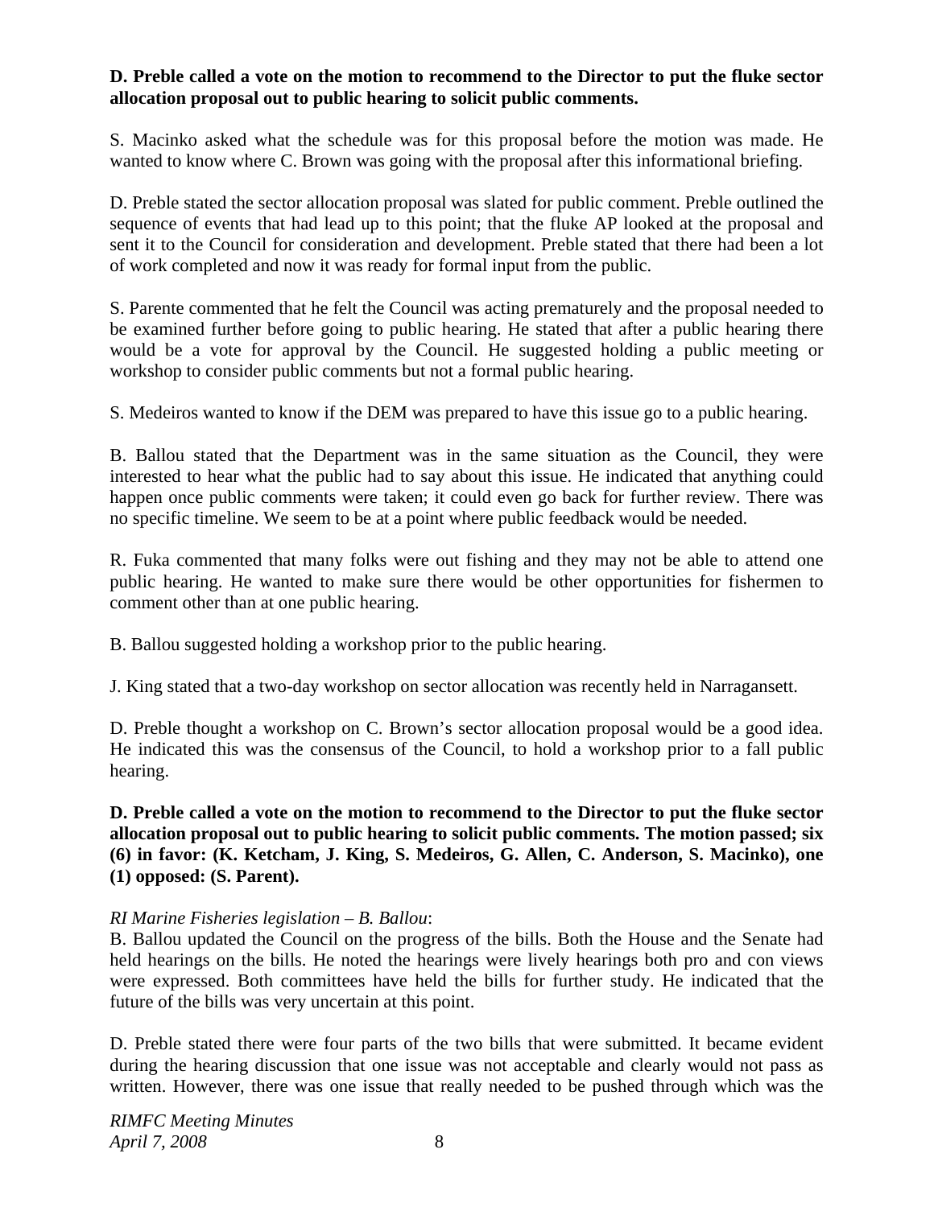**D. Preble called a vote on the motion to recommend to the Director to put the fluke sector allocation proposal out to public hearing to solicit public comments.**

S. Macinko asked what the schedule was for this proposal before the motion was made. He wanted to know where C. Brown was going with the proposal after this informational briefing.

D. Preble stated the sector allocation proposal was slated for public comment. Preble outlined the sequence of events that had lead up to this point; that the fluke AP looked at the proposal and sent it to the Council for consideration and development. Preble stated that there had been a lot of work completed and now it was ready for formal input from the public.

S. Parente commented that he felt the Council was acting prematurely and the proposal needed to be examined further before going to public hearing. He stated that after a public hearing there would be a vote for approval by the Council. He suggested holding a public meeting or workshop to consider public comments but not a formal public hearing.

S. Medeiros wanted to know if the DEM was prepared to have this issue go to a public hearing.

B. Ballou stated that the Department was in the same situation as the Council, they were interested to hear what the public had to say about this issue. He indicated that anything could happen once public comments were taken; it could even go back for further review. There was no specific timeline. We seem to be at a point where public feedback would be needed.

R. Fuka commented that many folks were out fishing and they may not be able to attend one public hearing. He wanted to make sure there would be other opportunities for fishermen to comment other than at one public hearing.

B. Ballou suggested holding a workshop prior to the public hearing.

J. King stated that a two-day workshop on sector allocation was recently held in Narragansett.

D. Preble thought a workshop on C. Brown's sector allocation proposal would be a good idea. He indicated this was the consensus of the Council, to hold a workshop prior to a fall public hearing.

**D. Preble called a vote on the motion to recommend to the Director to put the fluke sector allocation proposal out to public hearing to solicit public comments. The motion passed; six (6) in favor: (K. Ketcham, J. King, S. Medeiros, G. Allen, C. Anderson, S. Macinko), one (1) opposed: (S. Parent).**

*RI Marine Fisheries legislation – B. Ballou*:
B. Ballou updated the Council on the progress of the bills. Both the House and the Senate had held hearings on the bills. He noted the hearings were lively hearings both pro and con views were expressed. Both committees have held the bills for further study. He indicated that the future of the bills was very uncertain at this point.

D. Preble stated there were four parts of the two bills that were submitted. It became evident during the hearing discussion that one issue was not acceptable and clearly would not pass as written. However, there was one issue that really needed to be pushed through which was the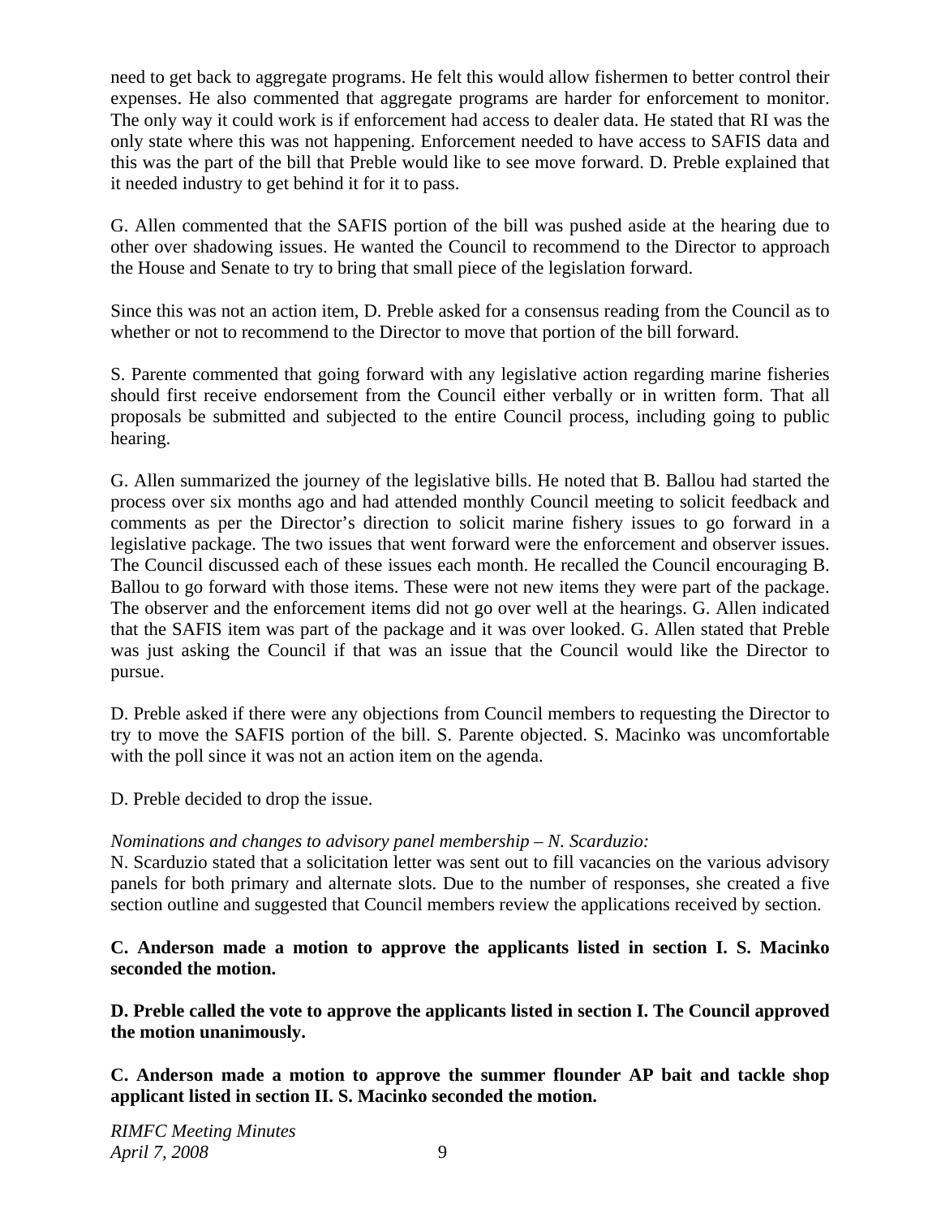need to get back to aggregate programs. He felt this would allow fishermen to better control their expenses. He also commented that aggregate programs are harder for enforcement to monitor. The only way it could work is if enforcement had access to dealer data. He stated that RI was the only state where this was not happening. Enforcement needed to have access to SAFIS data and this was the part of the bill that Preble would like to see move forward. D. Preble explained that it needed industry to get behind it for it to pass.

G. Allen commented that the SAFIS portion of the bill was pushed aside at the hearing due to other over shadowing issues. He wanted the Council to recommend to the Director to approach the House and Senate to try to bring that small piece of the legislation forward.

Since this was not an action item, D. Preble asked for a consensus reading from the Council as to whether or not to recommend to the Director to move that portion of the bill forward.

S. Parente commented that going forward with any legislative action regarding marine fisheries should first receive endorsement from the Council either verbally or in written form. That all proposals be submitted and subjected to the entire Council process, including going to public hearing.

G. Allen summarized the journey of the legislative bills. He noted that B. Ballou had started the process over six months ago and had attended monthly Council meeting to solicit feedback and comments as per the Director's direction to solicit marine fishery issues to go forward in a legislative package. The two issues that went forward were the enforcement and observer issues. The Council discussed each of these issues each month. He recalled the Council encouraging B. Ballou to go forward with those items. These were not new items they were part of the package. The observer and the enforcement items did not go over well at the hearings. G. Allen indicated that the SAFIS item was part of the package and it was over looked. G. Allen stated that Preble was just asking the Council if that was an issue that the Council would like the Director to pursue.

D. Preble asked if there were any objections from Council members to requesting the Director to try to move the SAFIS portion of the bill. S. Parente objected. S. Macinko was uncomfortable with the poll since it was not an action item on the agenda.

D. Preble decided to drop the issue.

*Nominations and changes to advisory panel membership – N. Scarduzio:*
N. Scarduzio stated that a solicitation letter was sent out to fill vacancies on the various advisory panels for both primary and alternate slots. Due to the number of responses, she created a five section outline and suggested that Council members review the applications received by section.

**C. Anderson made a motion to approve the applicants listed in section I. S. Macinko seconded the motion.**

**D. Preble called the vote to approve the applicants listed in section I. The Council approved the motion unanimously.**

**C. Anderson made a motion to approve the summer flounder AP bait and tackle shop applicant listed in section II. S. Macinko seconded the motion.**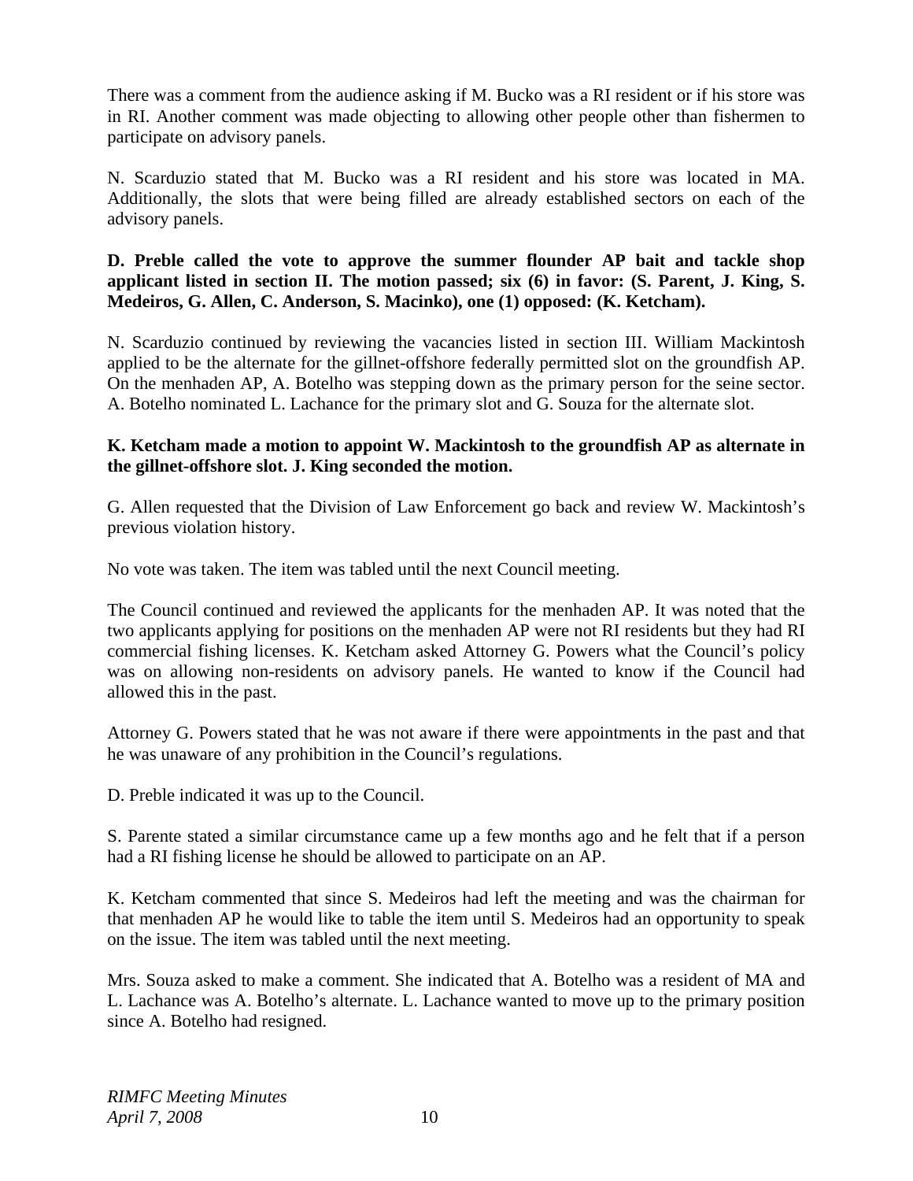There was a comment from the audience asking if M. Bucko was a RI resident or if his store was in RI. Another comment was made objecting to allowing other people other than fishermen to participate on advisory panels.

N. Scarduzio stated that M. Bucko was a RI resident and his store was located in MA. Additionally, the slots that were being filled are already established sectors on each of the advisory panels.

**D. Preble called the vote to approve the summer flounder AP bait and tackle shop applicant listed in section II. The motion passed; six (6) in favor: (S. Parent, J. King, S. Medeiros, G. Allen, C. Anderson, S. Macinko), one (1) opposed: (K. Ketcham).**

N. Scarduzio continued by reviewing the vacancies listed in section III. William Mackintosh applied to be the alternate for the gillnet-offshore federally permitted slot on the groundfish AP. On the menhaden AP, A. Botelho was stepping down as the primary person for the seine sector. A. Botelho nominated L. Lachance for the primary slot and G. Souza for the alternate slot.

**K. Ketcham made a motion to appoint W. Mackintosh to the groundfish AP as alternate in the gillnet-offshore slot. J. King seconded the motion.**

G. Allen requested that the Division of Law Enforcement go back and review W. Mackintosh's previous violation history.

No vote was taken. The item was tabled until the next Council meeting.

The Council continued and reviewed the applicants for the menhaden AP. It was noted that the two applicants applying for positions on the menhaden AP were not RI residents but they had RI commercial fishing licenses. K. Ketcham asked Attorney G. Powers what the Council's policy was on allowing non-residents on advisory panels. He wanted to know if the Council had allowed this in the past.

Attorney G. Powers stated that he was not aware if there were appointments in the past and that he was unaware of any prohibition in the Council's regulations.

D. Preble indicated it was up to the Council.

S. Parente stated a similar circumstance came up a few months ago and he felt that if a person had a RI fishing license he should be allowed to participate on an AP.

K. Ketcham commented that since S. Medeiros had left the meeting and was the chairman for that menhaden AP he would like to table the item until S. Medeiros had an opportunity to speak on the issue. The item was tabled until the next meeting.

Mrs. Souza asked to make a comment. She indicated that A. Botelho was a resident of MA and L. Lachance was A. Botelho's alternate. L. Lachance wanted to move up to the primary position since A. Botelho had resigned.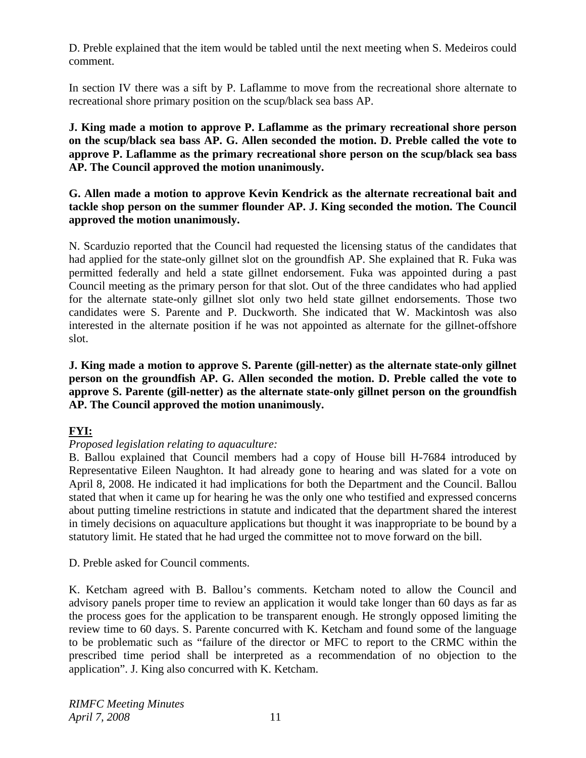D. Preble explained that the item would be tabled until the next meeting when S. Medeiros could comment.

In section IV there was a sift by P. Laflamme to move from the recreational shore alternate to recreational shore primary position on the scup/black sea bass AP.

**J. King made a motion to approve P. Laflamme as the primary recreational shore person on the scup/black sea bass AP. G. Allen seconded the motion. D. Preble called the vote to approve P. Laflamme as the primary recreational shore person on the scup/black sea bass AP. The Council approved the motion unanimously.**

**G. Allen made a motion to approve Kevin Kendrick as the alternate recreational bait and tackle shop person on the summer flounder AP. J. King seconded the motion. The Council approved the motion unanimously.**

N. Scarduzio reported that the Council had requested the licensing status of the candidates that had applied for the state-only gillnet slot on the groundfish AP. She explained that R. Fuka was permitted federally and held a state gillnet endorsement. Fuka was appointed during a past Council meeting as the primary person for that slot. Out of the three candidates who had applied for the alternate state-only gillnet slot only two held state gillnet endorsements. Those two candidates were S. Parente and P. Duckworth. She indicated that W. Mackintosh was also interested in the alternate position if he was not appointed as alternate for the gillnet-offshore slot.

**J. King made a motion to approve S. Parente (gill-netter) as the alternate state-only gillnet person on the groundfish AP. G. Allen seconded the motion. D. Preble called the vote to approve S. Parente (gill-netter) as the alternate state-only gillnet person on the groundfish AP. The Council approved the motion unanimously.**

**FYI:**

*Proposed legislation relating to aquaculture:*

B. Ballou explained that Council members had a copy of House bill H-7684 introduced by Representative Eileen Naughton. It had already gone to hearing and was slated for a vote on April 8, 2008. He indicated it had implications for both the Department and the Council. Ballou stated that when it came up for hearing he was the only one who testified and expressed concerns about putting timeline restrictions in statute and indicated that the department shared the interest in timely decisions on aquaculture applications but thought it was inappropriate to be bound by a statutory limit. He stated that he had urged the committee not to move forward on the bill.

D. Preble asked for Council comments.

K. Ketcham agreed with B. Ballou's comments. Ketcham noted to allow the Council and advisory panels proper time to review an application it would take longer than 60 days as far as the process goes for the application to be transparent enough. He strongly opposed limiting the review time to 60 days. S. Parente concurred with K. Ketcham and found some of the language to be problematic such as "failure of the director or MFC to report to the CRMC within the prescribed time period shall be interpreted as a recommendation of no objection to the application". J. King also concurred with K. Ketcham.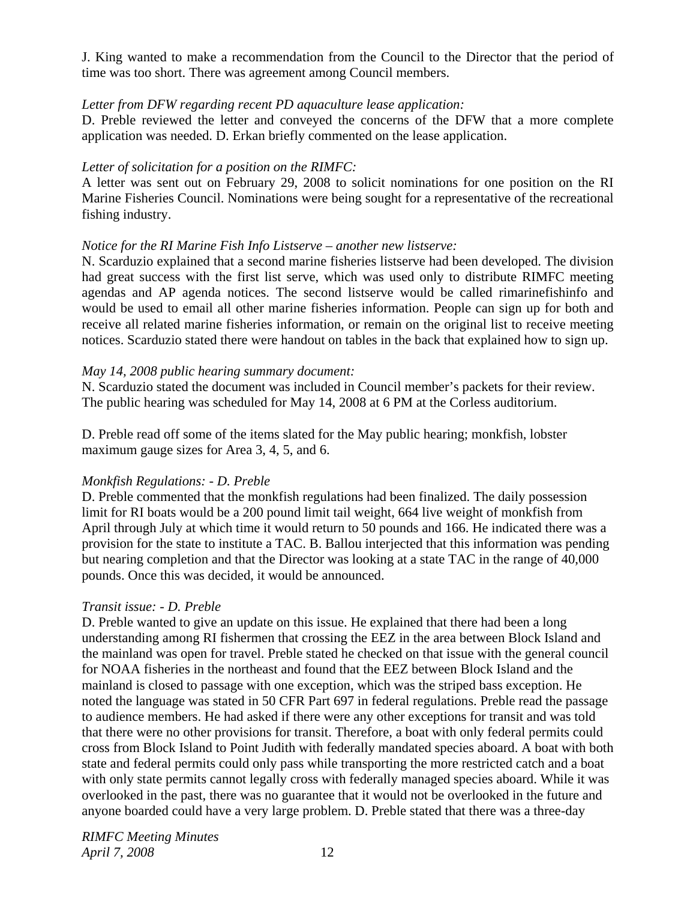J. King wanted to make a recommendation from the Council to the Director that the period of time was too short. There was agreement among Council members.

*Letter from DFW regarding recent PD aquaculture lease application:*
D. Preble reviewed the letter and conveyed the concerns of the DFW that a more complete application was needed. D. Erkan briefly commented on the lease application.

*Letter of solicitation for a position on the RIMFC:*
A letter was sent out on February 29, 2008 to solicit nominations for one position on the RI Marine Fisheries Council. Nominations were being sought for a representative of the recreational fishing industry.

*Notice for the RI Marine Fish Info Listserve – another new listserve:*
N. Scarduzio explained that a second marine fisheries listserve had been developed. The division had great success with the first list serve, which was used only to distribute RIMFC meeting agendas and AP agenda notices. The second listserve would be called rimarinefishinfo and would be used to email all other marine fisheries information. People can sign up for both and receive all related marine fisheries information, or remain on the original list to receive meeting notices. Scarduzio stated there were handout on tables in the back that explained how to sign up.

*May 14, 2008 public hearing summary document:*
N. Scarduzio stated the document was included in Council member's packets for their review. The public hearing was scheduled for May 14, 2008 at 6 PM at the Corless auditorium.

D. Preble read off some of the items slated for the May public hearing; monkfish, lobster maximum gauge sizes for Area 3, 4, 5, and 6.

*Monkfish Regulations: - D. Preble*
D. Preble commented that the monkfish regulations had been finalized. The daily possession limit for RI boats would be a 200 pound limit tail weight, 664 live weight of monkfish from April through July at which time it would return to 50 pounds and 166. He indicated there was a provision for the state to institute a TAC. B. Ballou interjected that this information was pending but nearing completion and that the Director was looking at a state TAC in the range of 40,000 pounds. Once this was decided, it would be announced.

*Transit issue: - D. Preble*
D. Preble wanted to give an update on this issue. He explained that there had been a long understanding among RI fishermen that crossing the EEZ in the area between Block Island and the mainland was open for travel. Preble stated he checked on that issue with the general council for NOAA fisheries in the northeast and found that the EEZ between Block Island and the mainland is closed to passage with one exception, which was the striped bass exception. He noted the language was stated in 50 CFR Part 697 in federal regulations. Preble read the passage to audience members. He had asked if there were any other exceptions for transit and was told that there were no other provisions for transit. Therefore, a boat with only federal permits could cross from Block Island to Point Judith with federally mandated species aboard. A boat with both state and federal permits could only pass while transporting the more restricted catch and a boat with only state permits cannot legally cross with federally managed species aboard. While it was overlooked in the past, there was no guarantee that it would not be overlooked in the future and anyone boarded could have a very large problem. D. Preble stated that there was a three-day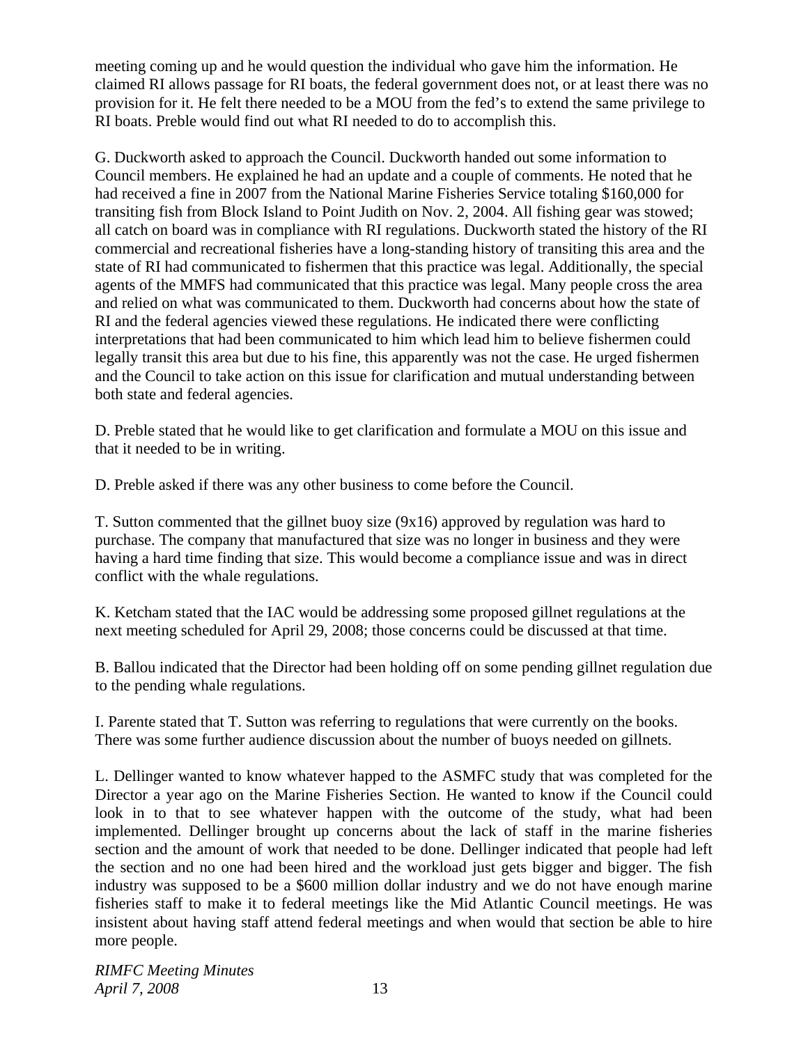meeting coming up and he would question the individual who gave him the information. He claimed RI allows passage for RI boats, the federal government does not, or at least there was no provision for it. He felt there needed to be a MOU from the fed's to extend the same privilege to RI boats. Preble would find out what RI needed to do to accomplish this.

G. Duckworth asked to approach the Council. Duckworth handed out some information to Council members. He explained he had an update and a couple of comments. He noted that he had received a fine in 2007 from the National Marine Fisheries Service totaling $160,000 for transiting fish from Block Island to Point Judith on Nov. 2, 2004. All fishing gear was stowed; all catch on board was in compliance with RI regulations. Duckworth stated the history of the RI commercial and recreational fisheries have a long-standing history of transiting this area and the state of RI had communicated to fishermen that this practice was legal. Additionally, the special agents of the MMFS had communicated that this practice was legal. Many people cross the area and relied on what was communicated to them. Duckworth had concerns about how the state of RI and the federal agencies viewed these regulations. He indicated there were conflicting interpretations that had been communicated to him which lead him to believe fishermen could legally transit this area but due to his fine, this apparently was not the case. He urged fishermen and the Council to take action on this issue for clarification and mutual understanding between both state and federal agencies.

D. Preble stated that he would like to get clarification and formulate a MOU on this issue and that it needed to be in writing.

D. Preble asked if there was any other business to come before the Council.

T. Sutton commented that the gillnet buoy size (9x16) approved by regulation was hard to purchase. The company that manufactured that size was no longer in business and they were having a hard time finding that size. This would become a compliance issue and was in direct conflict with the whale regulations.

K. Ketcham stated that the IAC would be addressing some proposed gillnet regulations at the next meeting scheduled for April 29, 2008; those concerns could be discussed at that time.

B. Ballou indicated that the Director had been holding off on some pending gillnet regulation due to the pending whale regulations.

I. Parente stated that T. Sutton was referring to regulations that were currently on the books. There was some further audience discussion about the number of buoys needed on gillnets.

L. Dellinger wanted to know whatever happed to the ASMFC study that was completed for the Director a year ago on the Marine Fisheries Section. He wanted to know if the Council could look in to that to see whatever happen with the outcome of the study, what had been implemented. Dellinger brought up concerns about the lack of staff in the marine fisheries section and the amount of work that needed to be done. Dellinger indicated that people had left the section and no one had been hired and the workload just gets bigger and bigger. The fish industry was supposed to be a $600 million dollar industry and we do not have enough marine fisheries staff to make it to federal meetings like the Mid Atlantic Council meetings. He was insistent about having staff attend federal meetings and when would that section be able to hire more people.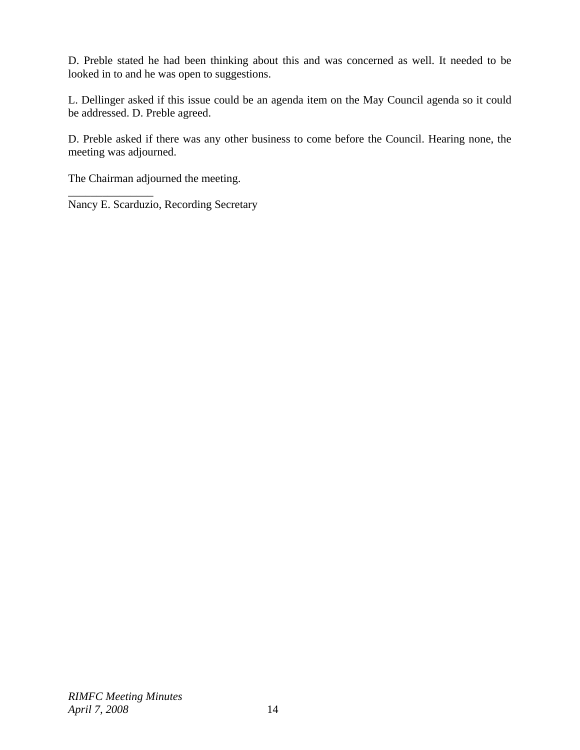D. Preble stated he had been thinking about this and was concerned as well. It needed to be looked in to and he was open to suggestions.

L. Dellinger asked if this issue could be an agenda item on the May Council agenda so it could be addressed. D. Preble agreed.

D. Preble asked if there was any other business to come before the Council. Hearing none, the meeting was adjourned.

The Chairman adjourned the meeting.

_______________
Nancy E. Scarduzio, Recording Secretary